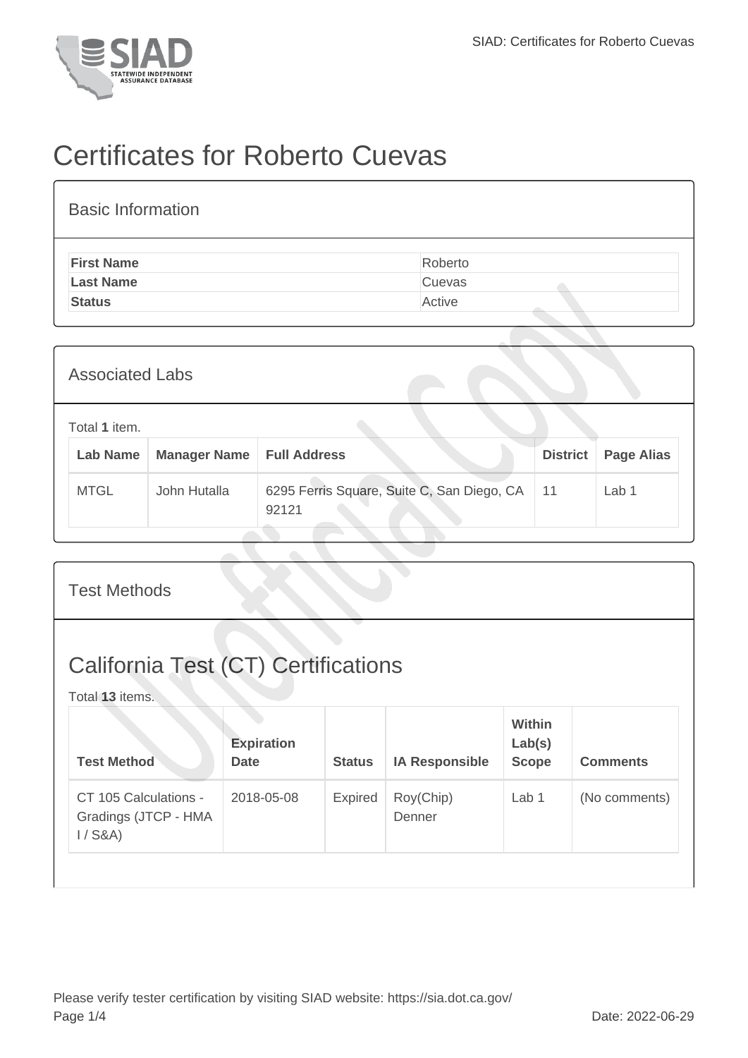# Certificates for Roberto Cuevas

## Basic Information

| | |
|---|---|
| **First Name** | Roberto |
| **Last Name** | Cuevas |
| **Status** | Active |

## Associated Labs

Total **1** item.

| Lab Name | Manager Name | Full Address | District | Page Alias |
|---|---|---|---|---|
| MTGL | John Hutalla | 6295 Ferris Square, Suite C, San Diego, CA 92121 | 11 | Lab 1 |

## Test Methods

## California Test (CT) Certifications

Total **13** items.

| Test Method | Expiration Date | Status | IA Responsible | Within Lab(s) Scope | Comments |
|---|---|---|---|---|---|
| CT 105 Calculations - Gradings (JTCP - HMA I / S&A) | 2018-05-08 | Expired | Roy(Chip) Denner | Lab 1 | (No comments) |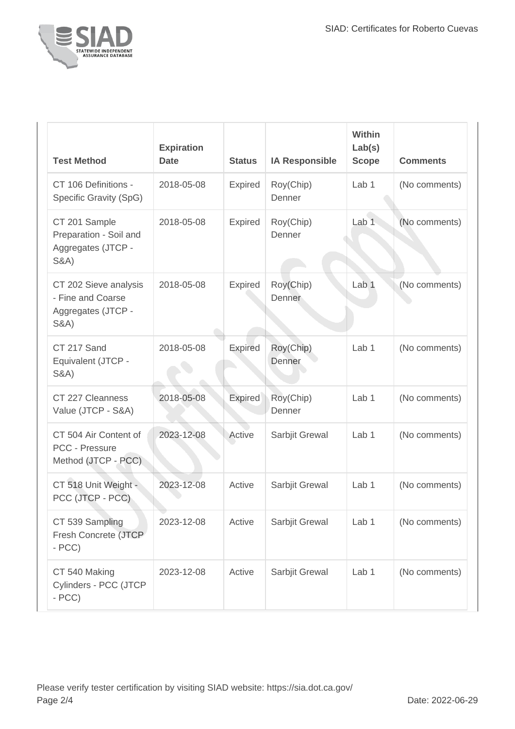| Test Method | Expiration Date | Status | IA Responsible | Within Lab(s) Scope | Comments |
|---|---|---|---|---|---|
| CT 106 Definitions - Specific Gravity (SpG) | 2018-05-08 | Expired | Roy(Chip) Denner | Lab 1 | (No comments) |
| CT 201 Sample Preparation - Soil and Aggregates (JTCP - S&A) | 2018-05-08 | Expired | Roy(Chip) Denner | Lab 1 | (No comments) |
| CT 202 Sieve analysis - Fine and Coarse Aggregates (JTCP - S&A) | 2018-05-08 | Expired | Roy(Chip) Denner | Lab 1 | (No comments) |
| CT 217 Sand Equivalent (JTCP - S&A) | 2018-05-08 | Expired | Roy(Chip) Denner | Lab 1 | (No comments) |
| CT 227 Cleanness Value (JTCP - S&A) | 2018-05-08 | Expired | Roy(Chip) Denner | Lab 1 | (No comments) |
| CT 504 Air Content of PCC - Pressure Method (JTCP - PCC) | 2023-12-08 | Active | Sarbjit Grewal | Lab 1 | (No comments) |
| CT 518 Unit Weight - PCC (JTCP - PCC) | 2023-12-08 | Active | Sarbjit Grewal | Lab 1 | (No comments) |
| CT 539 Sampling Fresh Concrete (JTCP - PCC) | 2023-12-08 | Active | Sarbjit Grewal | Lab 1 | (No comments) |
| CT 540 Making Cylinders - PCC (JTCP - PCC) | 2023-12-08 | Active | Sarbjit Grewal | Lab 1 | (No comments) |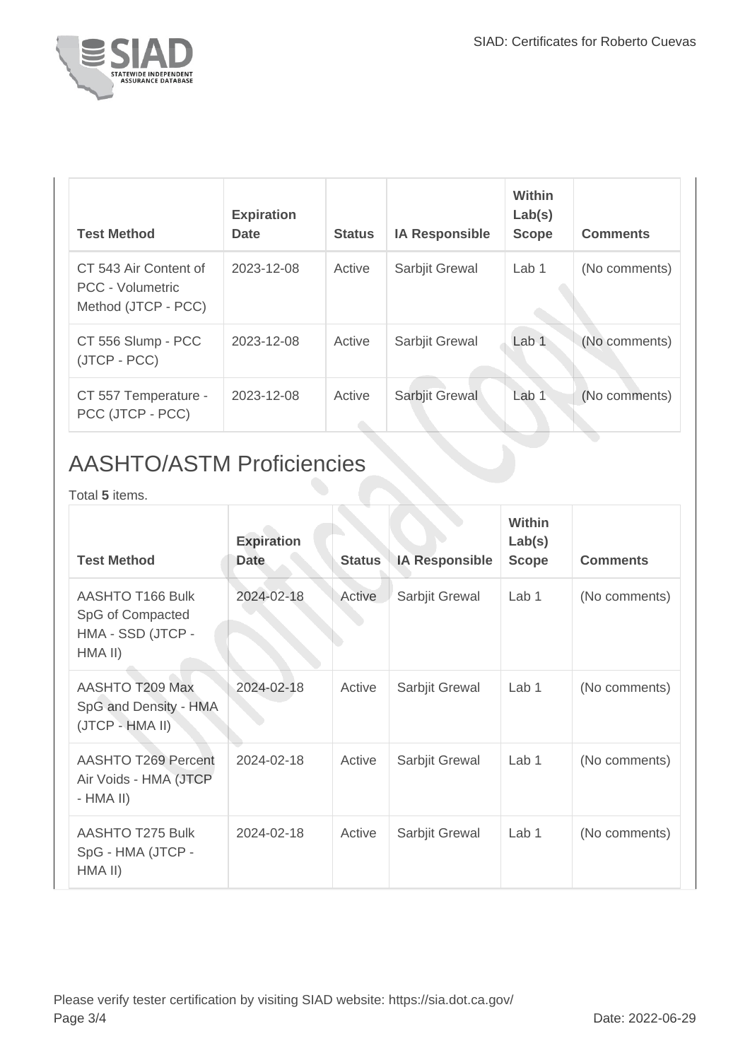| Test Method | Expiration Date | Status | IA Responsible | Within Lab(s) Scope | Comments |
|---|---|---|---|---|---|
| CT 543 Air Content of PCC - Volumetric Method (JTCP - PCC) | 2023-12-08 | Active | Sarbjit Grewal | Lab 1 | (No comments) |
| CT 556 Slump - PCC (JTCP - PCC) | 2023-12-08 | Active | Sarbjit Grewal | Lab 1 | (No comments) |
| CT 557 Temperature - PCC (JTCP - PCC) | 2023-12-08 | Active | Sarbjit Grewal | Lab 1 | (No comments) |

## AASHTO/ASTM Proficiencies

Total **5** items.

| Test Method | Expiration Date | Status | IA Responsible | Within Lab(s) Scope | Comments |
|---|---|---|---|---|---|
| AASHTO T166 Bulk SpG of Compacted HMA - SSD (JTCP - HMA II) | 2024-02-18 | Active | Sarbjit Grewal | Lab 1 | (No comments) |
| AASHTO T209 Max SpG and Density - HMA (JTCP - HMA II) | 2024-02-18 | Active | Sarbjit Grewal | Lab 1 | (No comments) |
| AASHTO T269 Percent Air Voids - HMA (JTCP - HMA II) | 2024-02-18 | Active | Sarbjit Grewal | Lab 1 | (No comments) |
| AASHTO T275 Bulk SpG - HMA (JTCP - HMA II) | 2024-02-18 | Active | Sarbjit Grewal | Lab 1 | (No comments) |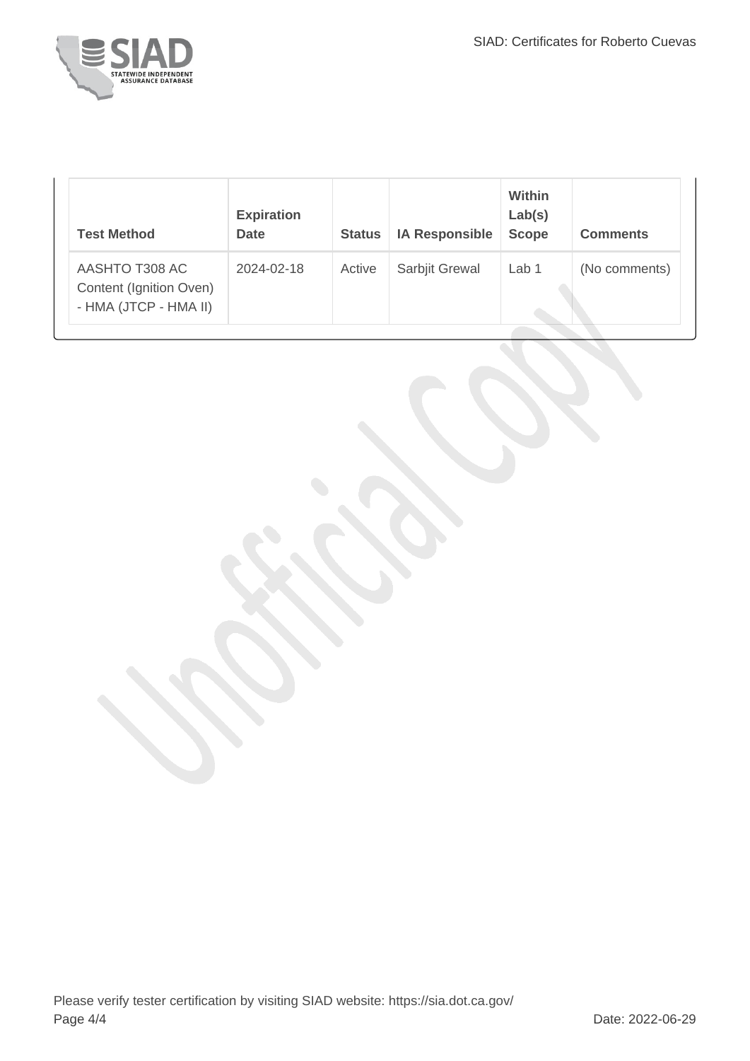| Test Method | Expiration Date | Status | IA Responsible | Within Lab(s) Scope | Comments |
| --- | --- | --- | --- | --- | --- |
| AASHTO T308 AC Content (Ignition Oven) - HMA (JTCP - HMA II) | 2024-02-18 | Active | Sarbjit Grewal | Lab 1 | (No comments) |

Please verify tester certification by visiting SIAD website: https://sia.dot.ca.gov/

Date: 2022-06-29